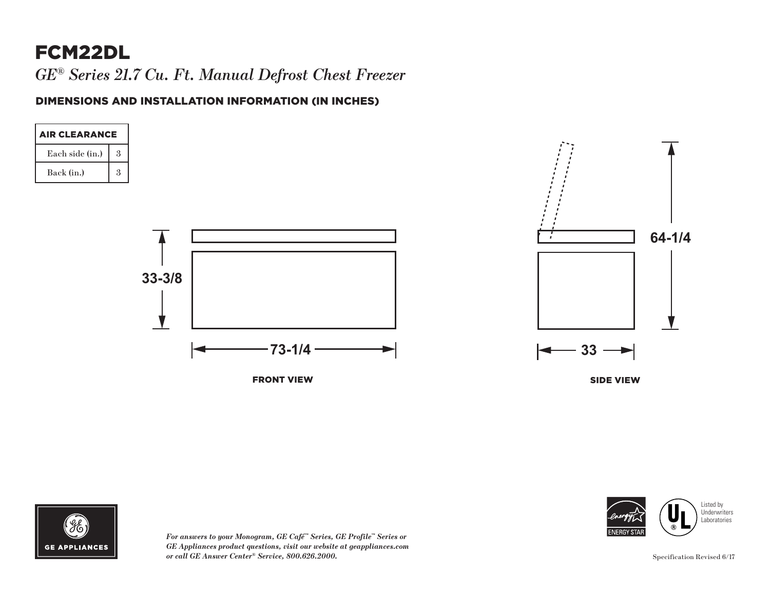# FCM22DL

*GE® Series 21.7 Cu. Ft. Manual Defrost Chest Freezer*

## DIMENSIONS AND INSTALLATION INFORMATION (IN INCHES)

| AIR CLEARANCE | |
|---|---|
| Each side (in.) | 3 |
| Back (in.) | 3 |

33-3/8

73-1/4

FRONT VIEW

64-1/4

33

SIDE VIEW

*For answers to your Monogram, GE Café™ Series, GE Profile™ Series or GE Appliances product questions, visit our website at geappliances.com or call GE Answer Center® Service, 800.626.2000.*

Listed by Underwriters Laboratories

Specification Revised 6/17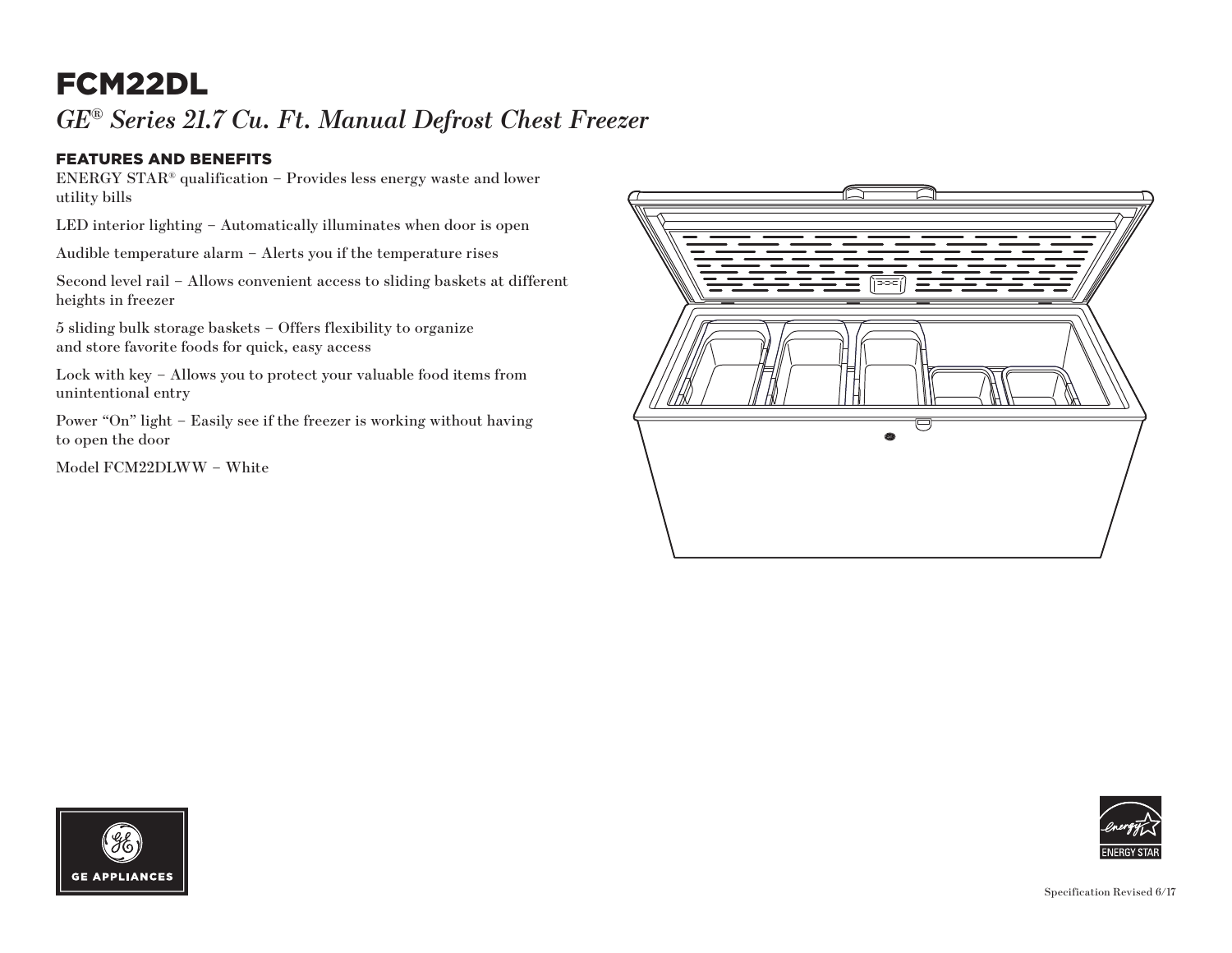# FCM22DL

*GE® Series 21.7 Cu. Ft. Manual Defrost Chest Freezer*

## FEATURES AND BENEFITS

ENERGY STAR® qualification – Provides less energy waste and lower utility bills

LED interior lighting – Automatically illuminates when door is open

Audible temperature alarm – Alerts you if the temperature rises

Second level rail – Allows convenient access to sliding baskets at different heights in freezer

5 sliding bulk storage baskets – Offers flexibility to organize and store favorite foods for quick, easy access

Lock with key – Allows you to protect your valuable food items from unintentional entry

Power "On" light – Easily see if the freezer is working without having to open the door

Model FCM22DLWW – White

GE APPLIANCES

ENERGY STAR

Specification Revised 6/17